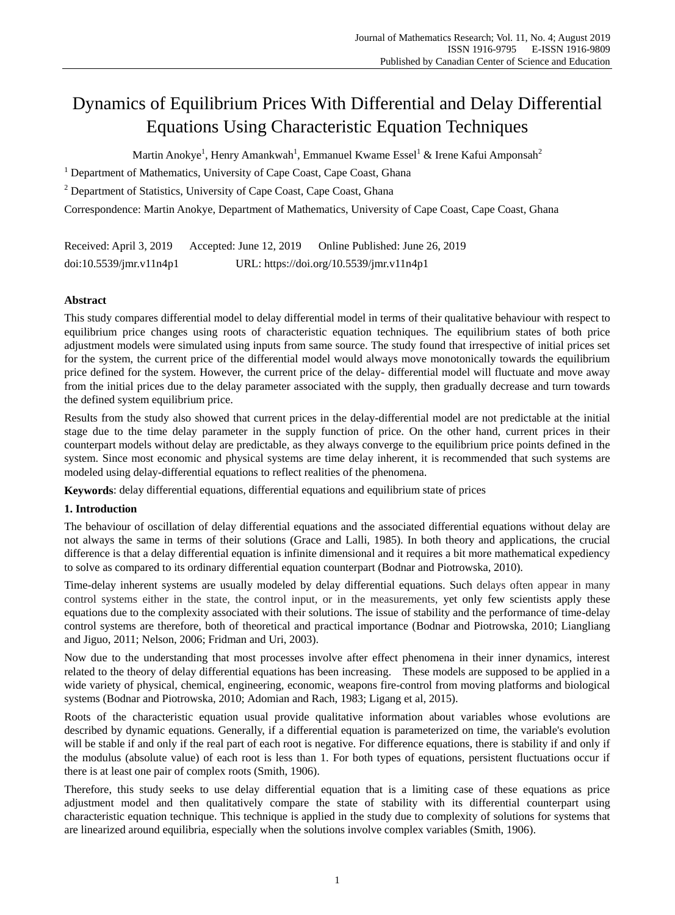# Dynamics of Equilibrium Prices With Differential and Delay Differential Equations Using Characteristic Equation Techniques

Martin Anokye[1], Henry Amankwah[1], Emmanuel Kwame Essel[1] & Irene Kafui Amponsah[2]

[1] Department of Mathematics, University of Cape Coast, Cape Coast, Ghana

[2] Department of Statistics, University of Cape Coast, Cape Coast, Ghana

Correspondence: Martin Anokye, Department of Mathematics, University of Cape Coast, Cape Coast, Ghana

Received: April 3, 2019 Accepted: June 12, 2019 Online Published: June 26, 2019

doi:10.5539/jmr.v11n4p1 URL: https://doi.org/10.5539/jmr.v11n4p1

## Abstract

This study compares differential model to delay differential model in terms of their qualitative behaviour with respect to equilibrium price changes using roots of characteristic equation techniques. The equilibrium states of both price adjustment models were simulated using inputs from same source. The study found that irrespective of initial prices set for the system, the current price of the differential model would always move monotonically towards the equilibrium price defined for the system. However, the current price of the delay- differential model will fluctuate and move away from the initial prices due to the delay parameter associated with the supply, then gradually decrease and turn towards the defined system equilibrium price.

Results from the study also showed that current prices in the delay-differential model are not predictable at the initial stage due to the time delay parameter in the supply function of price. On the other hand, current prices in their counterpart models without delay are predictable, as they always converge to the equilibrium price points defined in the system. Since most economic and physical systems are time delay inherent, it is recommended that such systems are modeled using delay-differential equations to reflect realities of the phenomena.

**Keywords**: delay differential equations, differential equations and equilibrium state of prices

## 1. Introduction

The behaviour of oscillation of delay differential equations and the associated differential equations without delay are not always the same in terms of their solutions (Grace and Lalli, 1985). In both theory and applications, the crucial difference is that a delay differential equation is infinite dimensional and it requires a bit more mathematical expediency to solve as compared to its ordinary differential equation counterpart (Bodnar and Piotrowska, 2010).

Time-delay inherent systems are usually modeled by delay differential equations. Such delays often appear in many control systems either in the state, the control input, or in the measurements, yet only few scientists apply these equations due to the complexity associated with their solutions. The issue of stability and the performance of time-delay control systems are therefore, both of theoretical and practical importance (Bodnar and Piotrowska, 2010; Liangliang and Jiguo, 2011; Nelson, 2006; Fridman and Uri, 2003).

Now due to the understanding that most processes involve after effect phenomena in their inner dynamics, interest related to the theory of delay differential equations has been increasing. These models are supposed to be applied in a wide variety of physical, chemical, engineering, economic, weapons fire-control from moving platforms and biological systems (Bodnar and Piotrowska, 2010; Adomian and Rach, 1983; Ligang et al, 2015).

Roots of the characteristic equation usual provide qualitative information about variables whose evolutions are described by dynamic equations. Generally, if a differential equation is parameterized on time, the variable's evolution will be stable if and only if the real part of each root is negative. For difference equations, there is stability if and only if the modulus (absolute value) of each root is less than 1. For both types of equations, persistent fluctuations occur if there is at least one pair of complex roots (Smith, 1906).

Therefore, this study seeks to use delay differential equation that is a limiting case of these equations as price adjustment model and then qualitatively compare the state of stability with its differential counterpart using characteristic equation technique. This technique is applied in the study due to complexity of solutions for systems that are linearized around equilibria, especially when the solutions involve complex variables (Smith, 1906).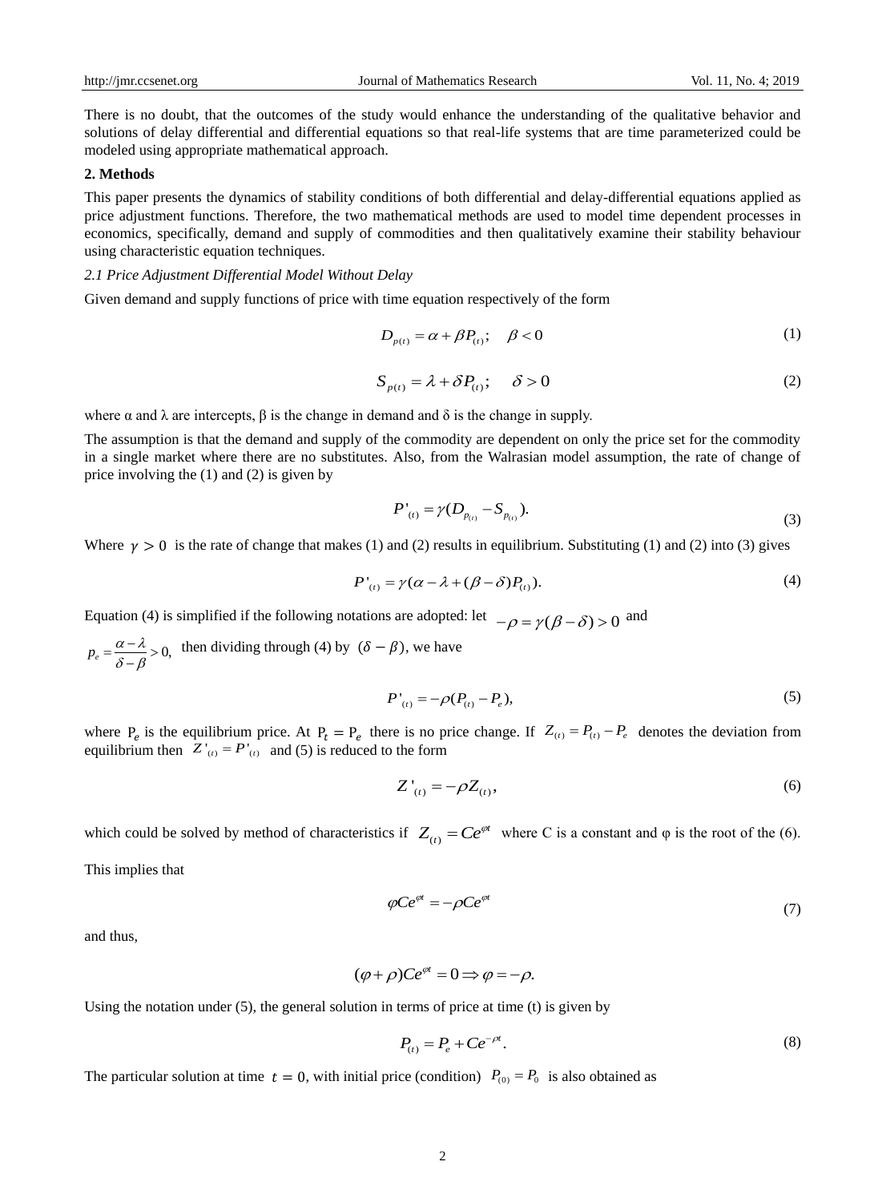There is no doubt, that the outcomes of the study would enhance the understanding of the qualitative behavior and solutions of delay differential and differential equations so that real-life systems that are time parameterized could be modeled using appropriate mathematical approach.

## 2. Methods

This paper presents the dynamics of stability conditions of both differential and delay-differential equations applied as price adjustment functions. Therefore, the two mathematical methods are used to model time dependent processes in economics, specifically, demand and supply of commodities and then qualitatively examine their stability behaviour using characteristic equation techniques.

### *2.1 Price Adjustment Differential Model Without Delay*

Given demand and supply functions of price with time equation respectively of the form

$$D_{p(t)} = \alpha + \beta P_{(t)}; \quad \beta < 0 \tag{1}$$

$$S_{p(t)} = \lambda + \delta P_{(t)}; \quad \delta > 0 \tag{2}$$

where α and λ are intercepts, β is the change in demand and δ is the change in supply.

The assumption is that the demand and supply of the commodity are dependent on only the price set for the commodity in a single market where there are no substitutes. Also, from the Walrasian model assumption, the rate of change of price involving the (1) and (2) is given by

$$P'_{(t)} = \gamma(D_{p_{(t)}} - S_{p_{(t)}}). \tag{3}$$

Where $\gamma > 0$ is the rate of change that makes (1) and (2) results in equilibrium. Substituting (1) and (2) into (3) gives

$$P'_{(t)} = \gamma(\alpha - \lambda + (\beta - \delta)P_{(t)}). \tag{4}$$

Equation (4) is simplified if the following notations are adopted: let $-\rho = \gamma(\beta - \delta) > 0$ and

$p_e = \dfrac{\alpha - \lambda}{\delta - \beta} > 0,$ then dividing through (4) by $(\delta - \beta)$, we have

$$P'_{(t)} = -\rho(P_{(t)} - P_e), \tag{5}$$

where $P_e$ is the equilibrium price. At $P_t = P_e$ there is no price change. If $Z_{(t)} = P_{(t)} - P_e$ denotes the deviation from equilibrium then $Z'_{(t)} = P'_{(t)}$ and (5) is reduced to the form

$$Z'_{(t)} = -\rho Z_{(t)}, \tag{6}$$

which could be solved by method of characteristics if $Z_{(t)} = Ce^{\varphi t}$ where C is a constant and φ is the root of the (6).

This implies that

$$\varphi Ce^{\varphi t} = -\rho Ce^{\varphi t} \tag{7}$$

and thus,

$$(\varphi + \rho)Ce^{\varphi t} = 0 \Rightarrow \varphi = -\rho.$$

Using the notation under (5), the general solution in terms of price at time (t) is given by

$$P_{(t)} = P_e + Ce^{-\rho t}. \tag{8}$$

The particular solution at time $t = 0$, with initial price (condition) $P_{(0)} = P_0$ is also obtained as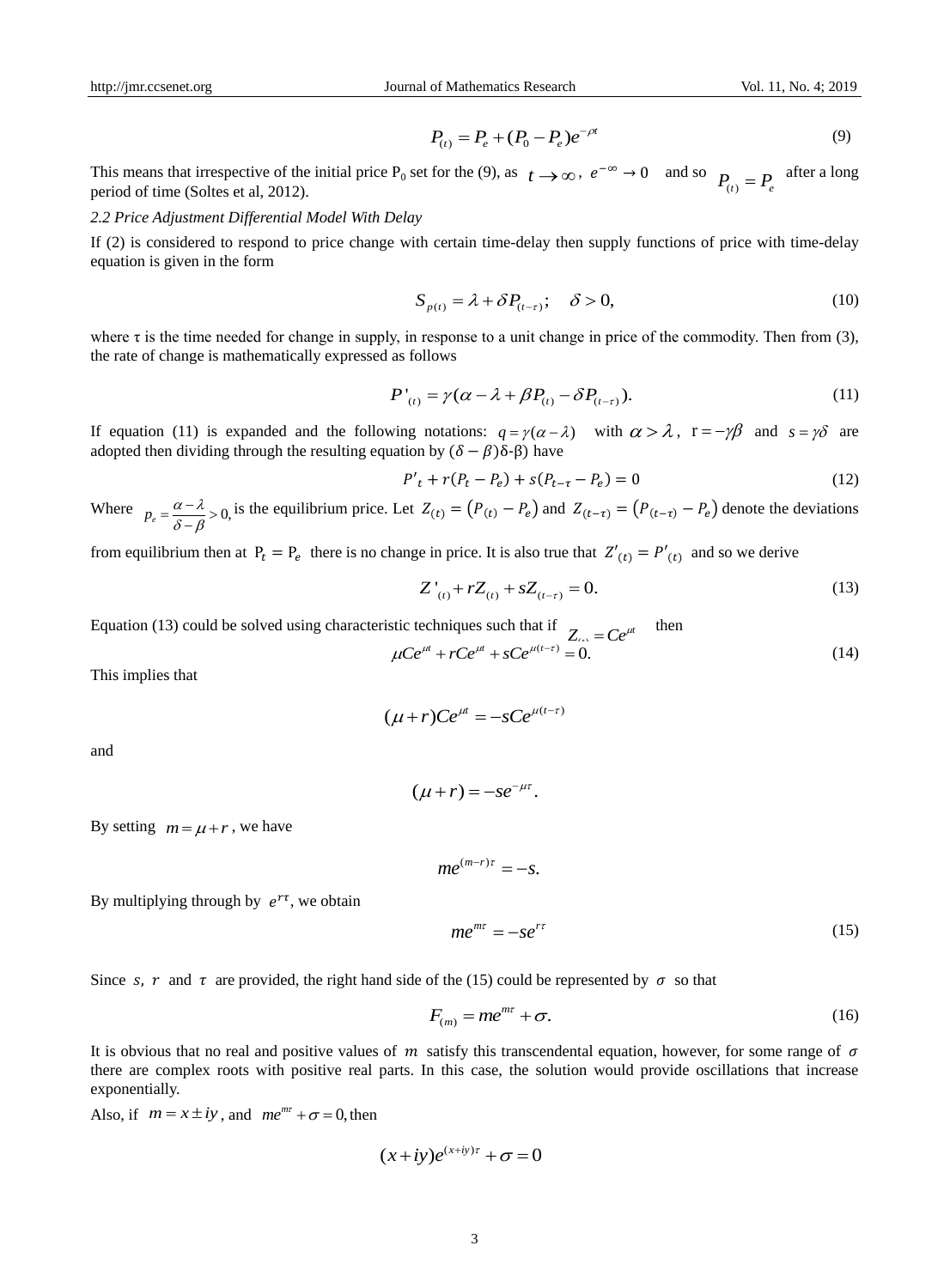$$P_{(t)} = P_e + (P_0 - P_e)e^{-\rho t} \tag{9}$$

This means that irrespective of the initial price $P_0$ set for the (9), as $t \to \infty$, $e^{-\infty} \to 0$ and so $P_{(t)} = P_e$ after a long period of time (Soltes et al, 2012).

### *2.2 Price Adjustment Differential Model With Delay*

If (2) is considered to respond to price change with certain time-delay then supply functions of price with time-delay equation is given in the form

$$S_{p(t)} = \lambda + \delta P_{(t-\tau)}; \quad \delta > 0, \tag{10}$$

where τ is the time needed for change in supply, in response to a unit change in price of the commodity. Then from (3), the rate of change is mathematically expressed as follows

$$P'_{(t)} = \gamma(\alpha - \lambda + \beta P_{(t)} - \delta P_{(t-\tau)}). \tag{11}$$

If equation (11) is expanded and the following notations: $q = \gamma(\alpha - \lambda)$ with $\alpha > \lambda$, $r = -\gamma\beta$ and $s = \gamma\delta$ are adopted then dividing through the resulting equation by $(\delta - \beta)$δ-β) have

$$P'_t + r(P_t - P_e) + s(P_{t-\tau} - P_e) = 0 \tag{12}$$

Where $p_e = \dfrac{\alpha - \lambda}{\delta - \beta} > 0,$ is the equilibrium price. Let $Z_{(t)} = (P_{(t)} - P_e)$ and $Z_{(t-\tau)} = (P_{(t-\tau)} - P_e)$ denote the deviations from equilibrium then at $P_t = P_e$ there is no change in price. It is also true that $Z'_{(t)} = P'_{(t)}$ and so we derive

$$Z'_{(t)} + rZ_{(t)} + sZ_{(t-\tau)} = 0. \tag{13}$$

Equation (13) could be solved using characteristic techniques such that if $Z_{(t)} = Ce^{\mu t}$ then

$$\mu Ce^{\mu t} + rCe^{\mu t} + sCe^{\mu(t-\tau)} = 0. \tag{14}$$

This implies that

$$(\mu + r)Ce^{\mu t} = -sCe^{\mu(t-\tau)}$$

and

$$(\mu + r) = -se^{-\mu\tau}.$$

By setting $m = \mu + r$, we have

$$me^{(m-r)\tau} = -s.$$

By multiplying through by $e^{r\tau}$, we obtain

$$me^{m\tau} = -se^{r\tau} \tag{15}$$

Since $s$, $r$ and $\tau$ are provided, the right hand side of the (15) could be represented by $\sigma$ so that

$$F_{(m)} = me^{m\tau} + \sigma. \tag{16}$$

It is obvious that no real and positive values of $m$ satisfy this transcendental equation, however, for some range of $\sigma$ there are complex roots with positive real parts. In this case, the solution would provide oscillations that increase exponentially.

Also, if $m = x \pm iy$, and $me^{m\tau} + \sigma = 0$, then

$$(x + iy)e^{(x+iy)\tau} + \sigma = 0$$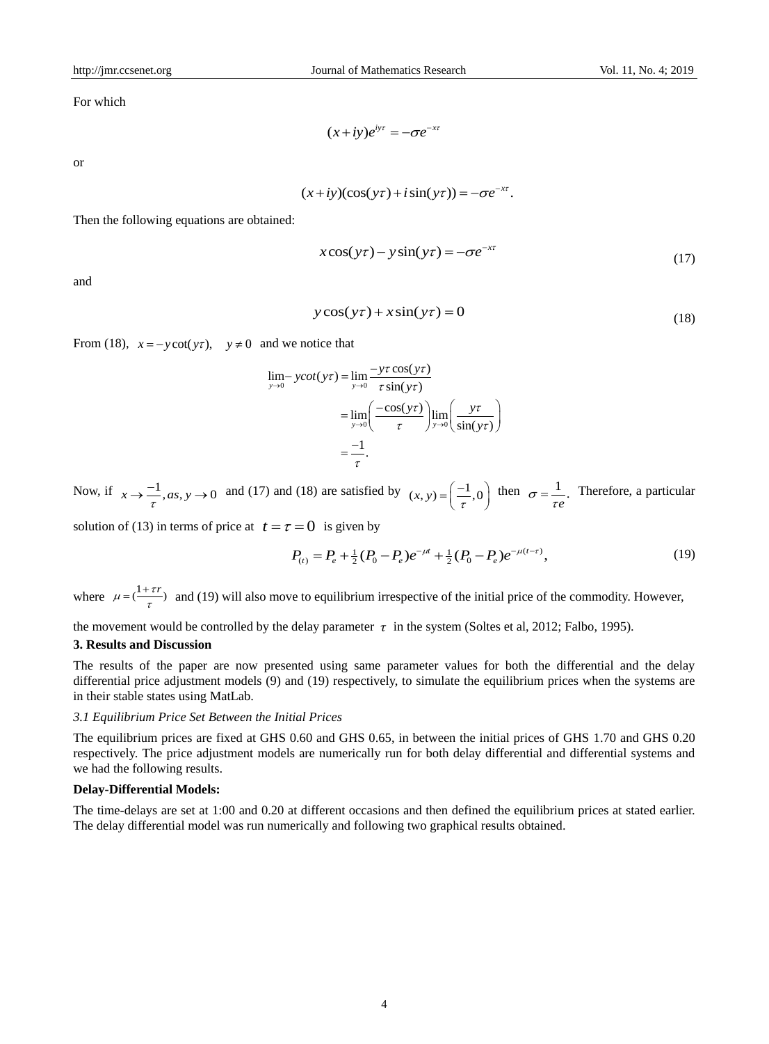For which

$$(x+iy)e^{iy\tau} = -\sigma e^{-x\tau}$$

or

$$(x+iy)(\cos(y\tau)+i\sin(y\tau)) = -\sigma e^{-x\tau}.$$

Then the following equations are obtained:

$$x\cos(y\tau) - y\sin(y\tau) = -\sigma e^{-x\tau} \tag{17}$$

and

$$y\cos(y\tau) + x\sin(y\tau) = 0 \tag{18}$$

From (18), $x = -y\cot(y\tau), \quad y \neq 0$ and we notice that

$$\begin{aligned}
\lim_{y\to 0} - y cot(y\tau) &= \lim_{y\to 0} \frac{-y\tau\cos(y\tau)}{\tau\sin(y\tau)} \\
&= \lim_{y\to 0}\left(\frac{-\cos(y\tau)}{\tau}\right)\lim_{y\to 0}\left(\frac{y\tau}{\sin(y\tau)}\right) \\
&= \frac{-1}{\tau}.
\end{aligned}$$

Now, if $x \to \frac{-1}{\tau}, as, y \to 0$ and (17) and (18) are satisfied by $(x,y) = \left(\frac{-1}{\tau}, 0\right)$ then $\sigma = \frac{1}{\tau e}$. Therefore, a particular solution of (13) in terms of price at $t = \tau = 0$ is given by

$$P_{(t)} = P_e + \tfrac{1}{2}(P_0 - P_e)e^{-\mu t} + \tfrac{1}{2}(P_0 - P_e)e^{-\mu(t-\tau)}, \tag{19}$$

where $\mu = (\frac{1+\tau r}{\tau})$ and (19) will also move to equilibrium irrespective of the initial price of the commodity. However, the movement would be controlled by the delay parameter $\tau$ in the system (Soltes et al, 2012; Falbo, 1995).

## 3. Results and Discussion

The results of the paper are now presented using same parameter values for both the differential and the delay differential price adjustment models (9) and (19) respectively, to simulate the equilibrium prices when the systems are in their stable states using MatLab.

### *3.1 Equilibrium Price Set Between the Initial Prices*

The equilibrium prices are fixed at GHS 0.60 and GHS 0.65, in between the initial prices of GHS 1.70 and GHS 0.20 respectively. The price adjustment models are numerically run for both delay differential and differential systems and we had the following results.

**Delay-Differential Models:**

The time-delays are set at 1:00 and 0.20 at different occasions and then defined the equilibrium prices at stated earlier. The delay differential model was run numerically and following two graphical results obtained.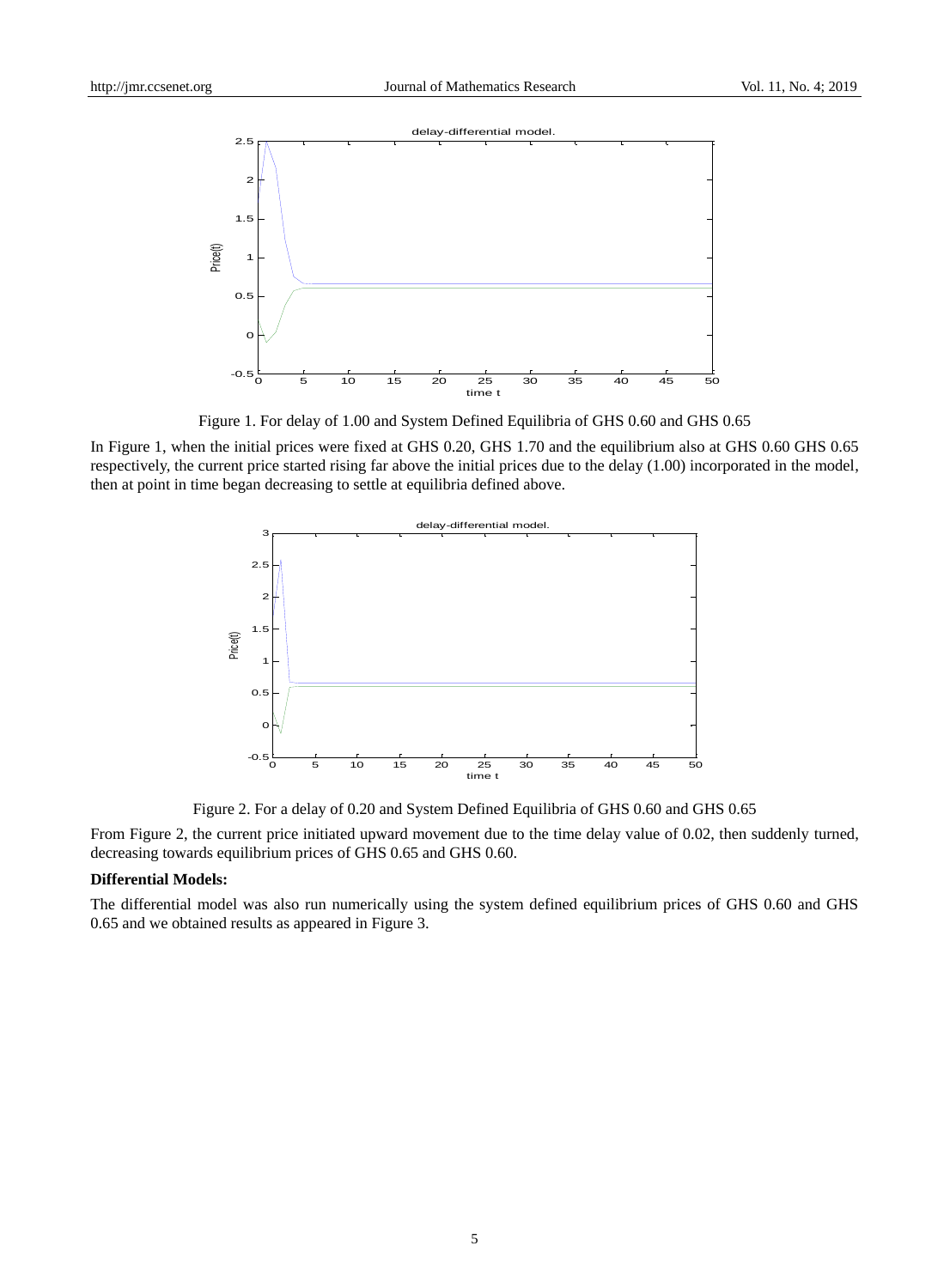Figure 1. For delay of 1.00 and System Defined Equilibria of GHS 0.60 and GHS 0.65

In Figure 1, when the initial prices were fixed at GHS 0.20, GHS 1.70 and the equilibrium also at GHS 0.60 GHS 0.65 respectively, the current price started rising far above the initial prices due to the delay (1.00) incorporated in the model, then at point in time began decreasing to settle at equilibria defined above.

Figure 2. For a delay of 0.20 and System Defined Equilibria of GHS 0.60 and GHS 0.65

From Figure 2, the current price initiated upward movement due to the time delay value of 0.02, then suddenly turned, decreasing towards equilibrium prices of GHS 0.65 and GHS 0.60.

**Differential Models:**

The differential model was also run numerically using the system defined equilibrium prices of GHS 0.60 and GHS 0.65 and we obtained results as appeared in Figure 3.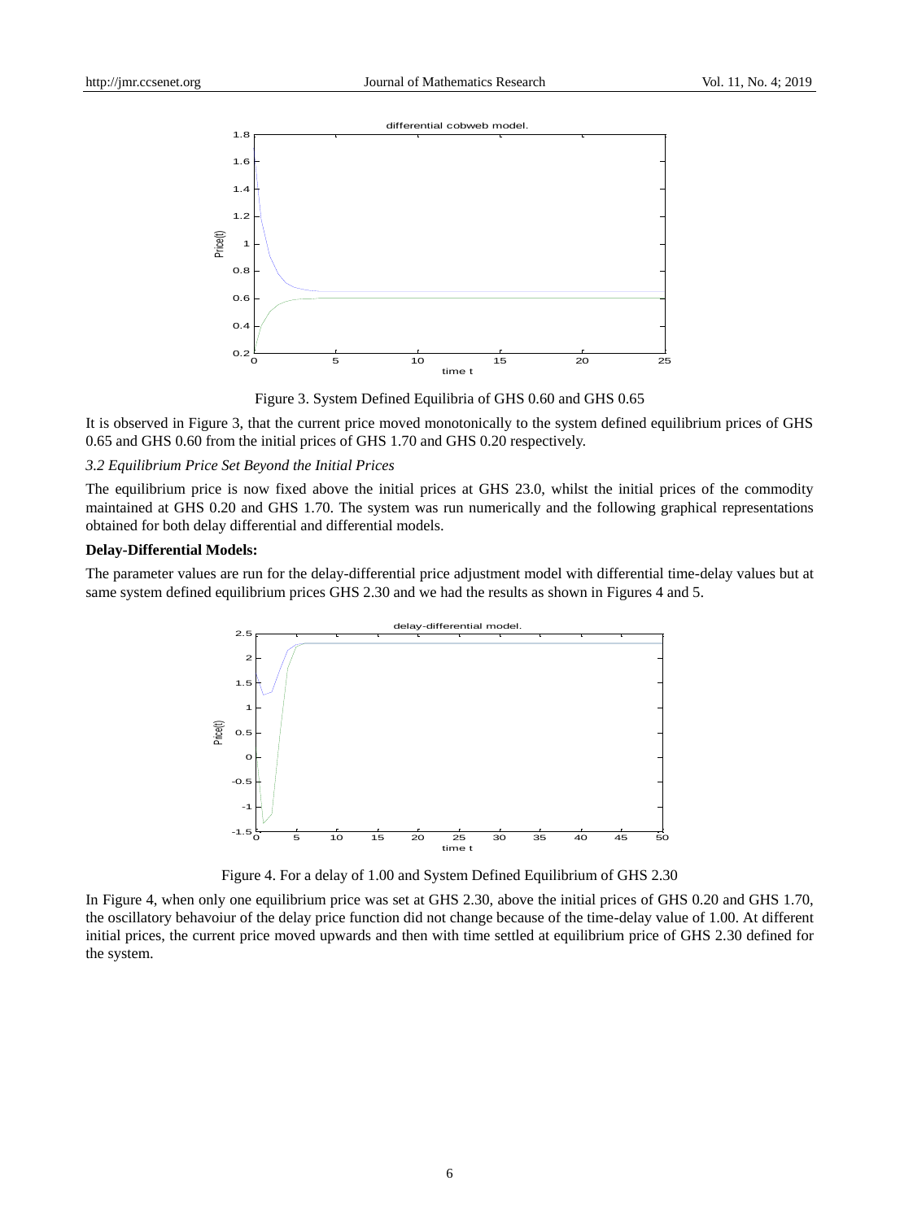Figure 3. System Defined Equilibria of GHS 0.60 and GHS 0.65

It is observed in Figure 3, that the current price moved monotonically to the system defined equilibrium prices of GHS 0.65 and GHS 0.60 from the initial prices of GHS 1.70 and GHS 0.20 respectively.

### *3.2 Equilibrium Price Set Beyond the Initial Prices*

The equilibrium price is now fixed above the initial prices at GHS 23.0, whilst the initial prices of the commodity maintained at GHS 0.20 and GHS 1.70. The system was run numerically and the following graphical representations obtained for both delay differential and differential models.

**Delay-Differential Models:**

The parameter values are run for the delay-differential price adjustment model with differential time-delay values but at same system defined equilibrium prices GHS 2.30 and we had the results as shown in Figures 4 and 5.

Figure 4. For a delay of 1.00 and System Defined Equilibrium of GHS 2.30

In Figure 4, when only one equilibrium price was set at GHS 2.30, above the initial prices of GHS 0.20 and GHS 1.70, the oscillatory behavoiur of the delay price function did not change because of the time-delay value of 1.00. At different initial prices, the current price moved upwards and then with time settled at equilibrium price of GHS 2.30 defined for the system.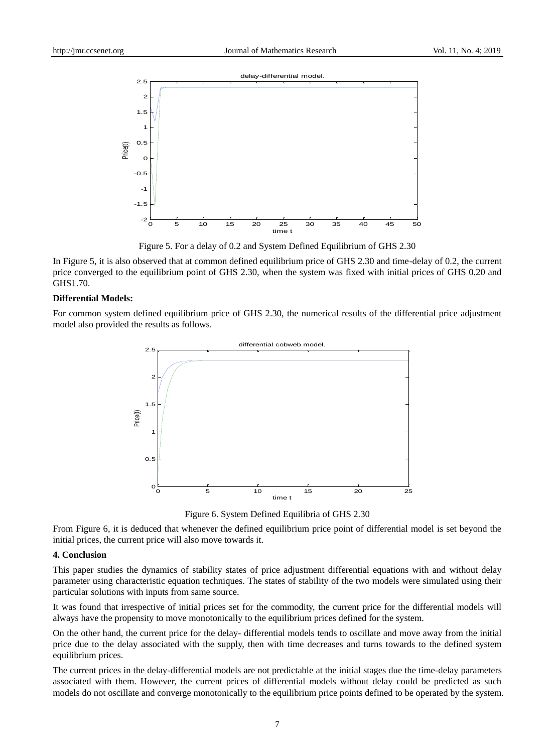Figure 5. For a delay of 0.2 and System Defined Equilibrium of GHS 2.30

In Figure 5, it is also observed that at common defined equilibrium price of GHS 2.30 and time-delay of 0.2, the current price converged to the equilibrium point of GHS 2.30, when the system was fixed with initial prices of GHS 0.20 and GHS1.70.

**Differential Models:**

For common system defined equilibrium price of GHS 2.30, the numerical results of the differential price adjustment model also provided the results as follows.

Figure 6. System Defined Equilibria of GHS 2.30

From Figure 6, it is deduced that whenever the defined equilibrium price point of differential model is set beyond the initial prices, the current price will also move towards it.

## 4. Conclusion

This paper studies the dynamics of stability states of price adjustment differential equations with and without delay parameter using characteristic equation techniques. The states of stability of the two models were simulated using their particular solutions with inputs from same source.

It was found that irrespective of initial prices set for the commodity, the current price for the differential models will always have the propensity to move monotonically to the equilibrium prices defined for the system.

On the other hand, the current price for the delay- differential models tends to oscillate and move away from the initial price due to the delay associated with the supply, then with time decreases and turns towards to the defined system equilibrium prices.

The current prices in the delay-differential models are not predictable at the initial stages due the time-delay parameters associated with them. However, the current prices of differential models without delay could be predicted as such models do not oscillate and converge monotonically to the equilibrium price points defined to be operated by the system.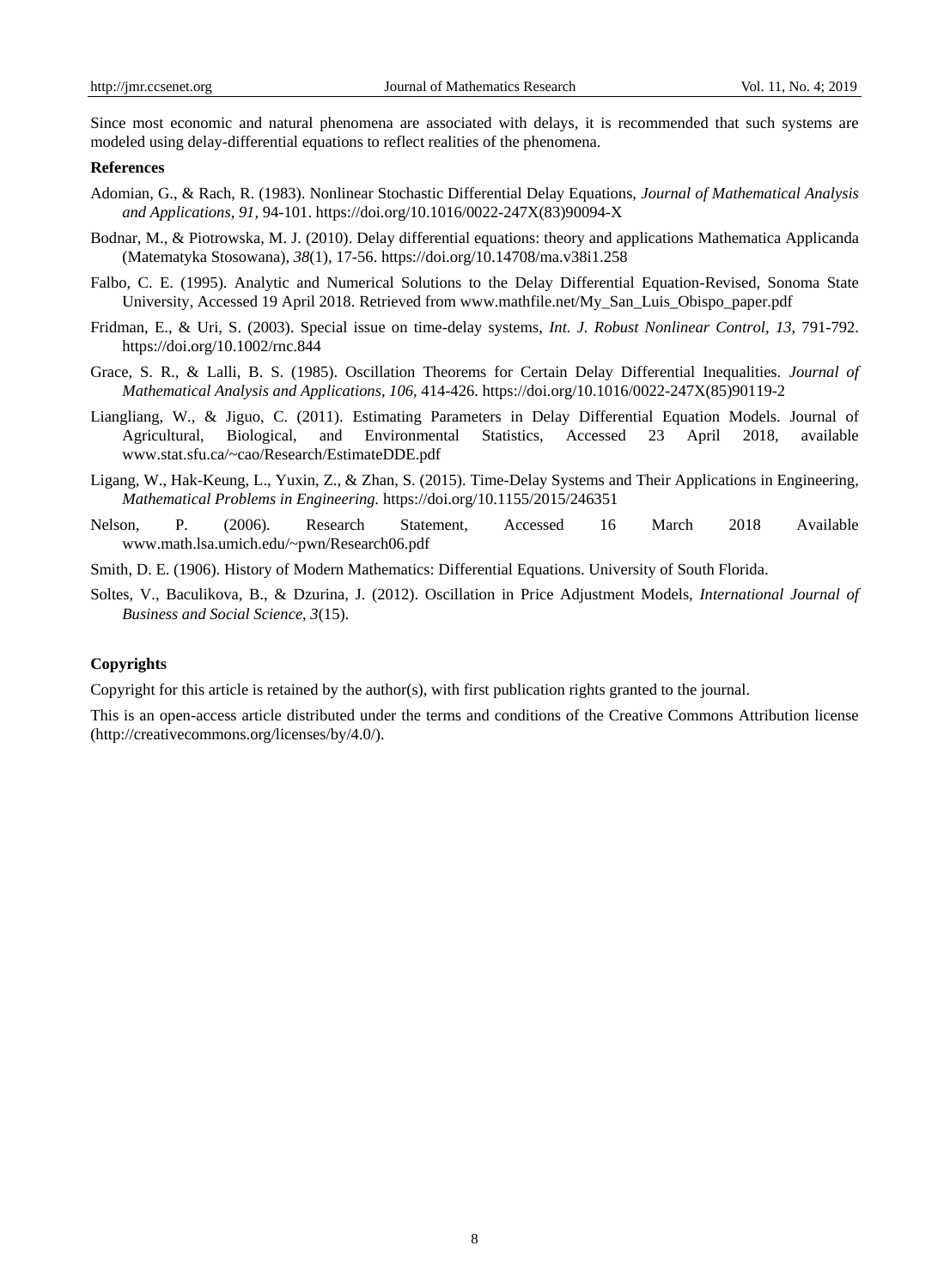Since most economic and natural phenomena are associated with delays, it is recommended that such systems are modeled using delay-differential equations to reflect realities of the phenomena.

## References

Adomian, G., & Rach, R. (1983). Nonlinear Stochastic Differential Delay Equations, *Journal of Mathematical Analysis and Applications, 91,* 94-101. https://doi.org/10.1016/0022-247X(83)90094-X

Bodnar, M., & Piotrowska, M. J. (2010). Delay differential equations: theory and applications Mathematica Applicanda (Matematyka Stosowana), *38*(1), 17-56. https://doi.org/10.14708/ma.v38i1.258

Falbo, C. E. (1995). Analytic and Numerical Solutions to the Delay Differential Equation-Revised, Sonoma State University, Accessed 19 April 2018. Retrieved from www.mathfile.net/My_San_Luis_Obispo_paper.pdf

Fridman, E., & Uri, S. (2003). Special issue on time-delay systems, *Int. J. Robust Nonlinear Control, 13,* 791-792. https://doi.org/10.1002/rnc.844

Grace, S. R., & Lalli, B. S. (1985). Oscillation Theorems for Certain Delay Differential Inequalities. *Journal of Mathematical Analysis and Applications, 106,* 414-426. https://doi.org/10.1016/0022-247X(85)90119-2

Liangliang, W., & Jiguo, C. (2011). Estimating Parameters in Delay Differential Equation Models. Journal of Agricultural, Biological, and Environmental Statistics, Accessed 23 April 2018, available www.stat.sfu.ca/~cao/Research/EstimateDDE.pdf

Ligang, W., Hak-Keung, L., Yuxin, Z., & Zhan, S. (2015). Time-Delay Systems and Their Applications in Engineering, *Mathematical Problems in Engineering.* https://doi.org/10.1155/2015/246351

Nelson, P. (2006). Research Statement, Accessed 16 March 2018 Available www.math.lsa.umich.edu/~pwn/Research06.pdf

Smith, D. E. (1906). History of Modern Mathematics: Differential Equations. University of South Florida.

Soltes, V., Baculikova, B., & Dzurina, J. (2012). Oscillation in Price Adjustment Models, *International Journal of Business and Social Science, 3*(15).

## Copyrights

Copyright for this article is retained by the author(s), with first publication rights granted to the journal.

This is an open-access article distributed under the terms and conditions of the Creative Commons Attribution license (http://creativecommons.org/licenses/by/4.0/).